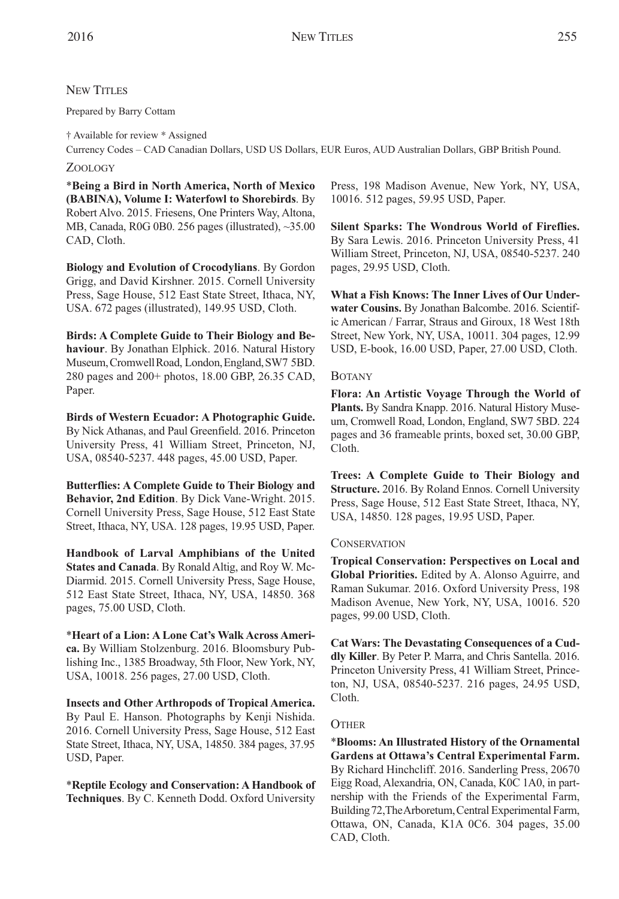## New Titles

Prepared by Barry Cottam

† Available for review * Assigned

Currency Codes – CAD Canadian Dollars, USD US Dollars, EUR Euros, AUD Australian Dollars, GBP British Pound.

### Zoology

***Being a Bird in North America, North of Mexico (BABINA), Volume I: Waterfowl to Shorebirds**. By Robert Alvo. 2015. Friesens, One Printers Way, Altona, MB, Canada, R0G 0B0. 256 pages (illustrated), ~35.00 CAD, Cloth.

**Biology and Evolution of Crocodylians**. By Gordon Grigg, and David Kirshner. 2015. Cornell University Press, Sage House, 512 East State Street, Ithaca, NY, USA. 672 pages (illustrated), 149.95 USD, Cloth.

**Birds: A Complete Guide to Their Biology and Behaviour**. By Jonathan Elphick. 2016. Natural History Museum, Cromwell Road, London, England, SW7 5BD. 280 pages and 200+ photos, 18.00 GBP, 26.35 CAD, Paper.

**Birds of Western Ecuador: A Photographic Guide.** By Nick Athanas, and Paul Greenfield. 2016. Princeton University Press, 41 William Street, Princeton, NJ, USA, 08540-5237. 448 pages, 45.00 USD, Paper.

**Butterflies: A Complete Guide to Their Biology and Behavior, 2nd Edition**. By Dick Vane-Wright. 2015. Cornell University Press, Sage House, 512 East State Street, Ithaca, NY, USA. 128 pages, 19.95 USD, Paper.

**Handbook of Larval Amphibians of the United States and Canada**. By Ronald Altig, and Roy W. McDiarmid. 2015. Cornell University Press, Sage House, 512 East State Street, Ithaca, NY, USA, 14850. 368 pages, 75.00 USD, Cloth.

***Heart of a Lion: A Lone Cat's Walk Across America.** By William Stolzenburg. 2016. Bloomsbury Publishing Inc., 1385 Broadway, 5th Floor, New York, NY, USA, 10018. 256 pages, 27.00 USD, Cloth.

**Insects and Other Arthropods of Tropical America.** By Paul E. Hanson. Photographs by Kenji Nishida. 2016. Cornell University Press, Sage House, 512 East State Street, Ithaca, NY, USA, 14850. 384 pages, 37.95 USD, Paper.

***Reptile Ecology and Conservation: A Handbook of Techniques**. By C. Kenneth Dodd. Oxford University Press, 198 Madison Avenue, New York, NY, USA, 10016. 512 pages, 59.95 USD, Paper.

**Silent Sparks: The Wondrous World of Fireflies.** By Sara Lewis. 2016. Princeton University Press, 41 William Street, Princeton, NJ, USA, 08540-5237. 240 pages, 29.95 USD, Cloth.

**What a Fish Knows: The Inner Lives of Our Underwater Cousins.** By Jonathan Balcombe. 2016. Scientific American / Farrar, Straus and Giroux, 18 West 18th Street, New York, NY, USA, 10011. 304 pages, 12.99 USD, E-book, 16.00 USD, Paper, 27.00 USD, Cloth.

### Botany

**Flora: An Artistic Voyage Through the World of Plants.** By Sandra Knapp. 2016. Natural History Museum, Cromwell Road, London, England, SW7 5BD. 224 pages and 36 frameable prints, boxed set, 30.00 GBP, Cloth.

**Trees: A Complete Guide to Their Biology and Structure.** 2016. By Roland Ennos. Cornell University Press, Sage House, 512 East State Street, Ithaca, NY, USA, 14850. 128 pages, 19.95 USD, Paper.

### Conservation

**Tropical Conservation: Perspectives on Local and Global Priorities.** Edited by A. Alonso Aguirre, and Raman Sukumar. 2016. Oxford University Press, 198 Madison Avenue, New York, NY, USA, 10016. 520 pages, 99.00 USD, Cloth.

**Cat Wars: The Devastating Consequences of a Cuddly Killer**. By Peter P. Marra, and Chris Santella. 2016. Princeton University Press, 41 William Street, Princeton, NJ, USA, 08540-5237. 216 pages, 24.95 USD, Cloth.

### Other

***Blooms: An Illustrated History of the Ornamental Gardens at Ottawa's Central Experimental Farm.** By Richard Hinchcliff. 2016. Sanderling Press, 20670 Eigg Road, Alexandria, ON, Canada, K0C 1A0, in partnership with the Friends of the Experimental Farm, Building 72, The Arboretum, Central Experimental Farm, Ottawa, ON, Canada, K1A 0C6. 304 pages, 35.00 CAD, Cloth.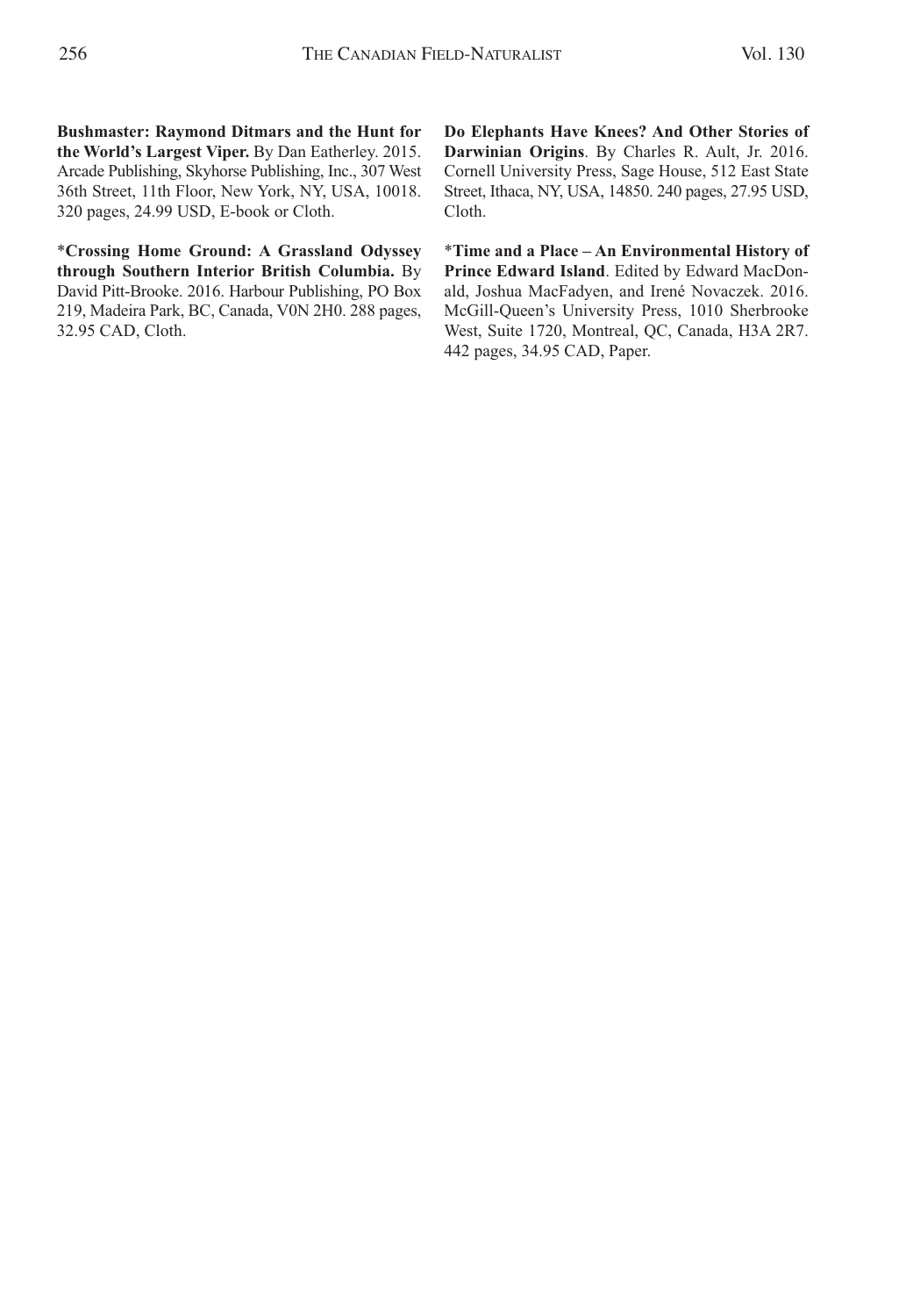**Bushmaster: Raymond Ditmars and the Hunt for the World's Largest Viper.** By Dan Eatherley. 2015. Arcade Publishing, Skyhorse Publishing, Inc., 307 West 36th Street, 11th Floor, New York, NY, USA, 10018. 320 pages, 24.99 USD, E-book or Cloth.

\***Crossing Home Ground: A Grassland Odyssey through Southern Interior British Columbia.** By David Pitt-Brooke. 2016. Harbour Publishing, PO Box 219, Madeira Park, BC, Canada, V0N 2H0. 288 pages, 32.95 CAD, Cloth.

**Do Elephants Have Knees? And Other Stories of Darwinian Origins**. By Charles R. Ault, Jr. 2016. Cornell University Press, Sage House, 512 East State Street, Ithaca, NY, USA, 14850. 240 pages, 27.95 USD, Cloth.

\***Time and a Place – An Environmental History of Prince Edward Island**. Edited by Edward MacDonald, Joshua MacFadyen, and Irené Novaczek. 2016. McGill-Queen's University Press, 1010 Sherbrooke West, Suite 1720, Montreal, QC, Canada, H3A 2R7. 442 pages, 34.95 CAD, Paper.